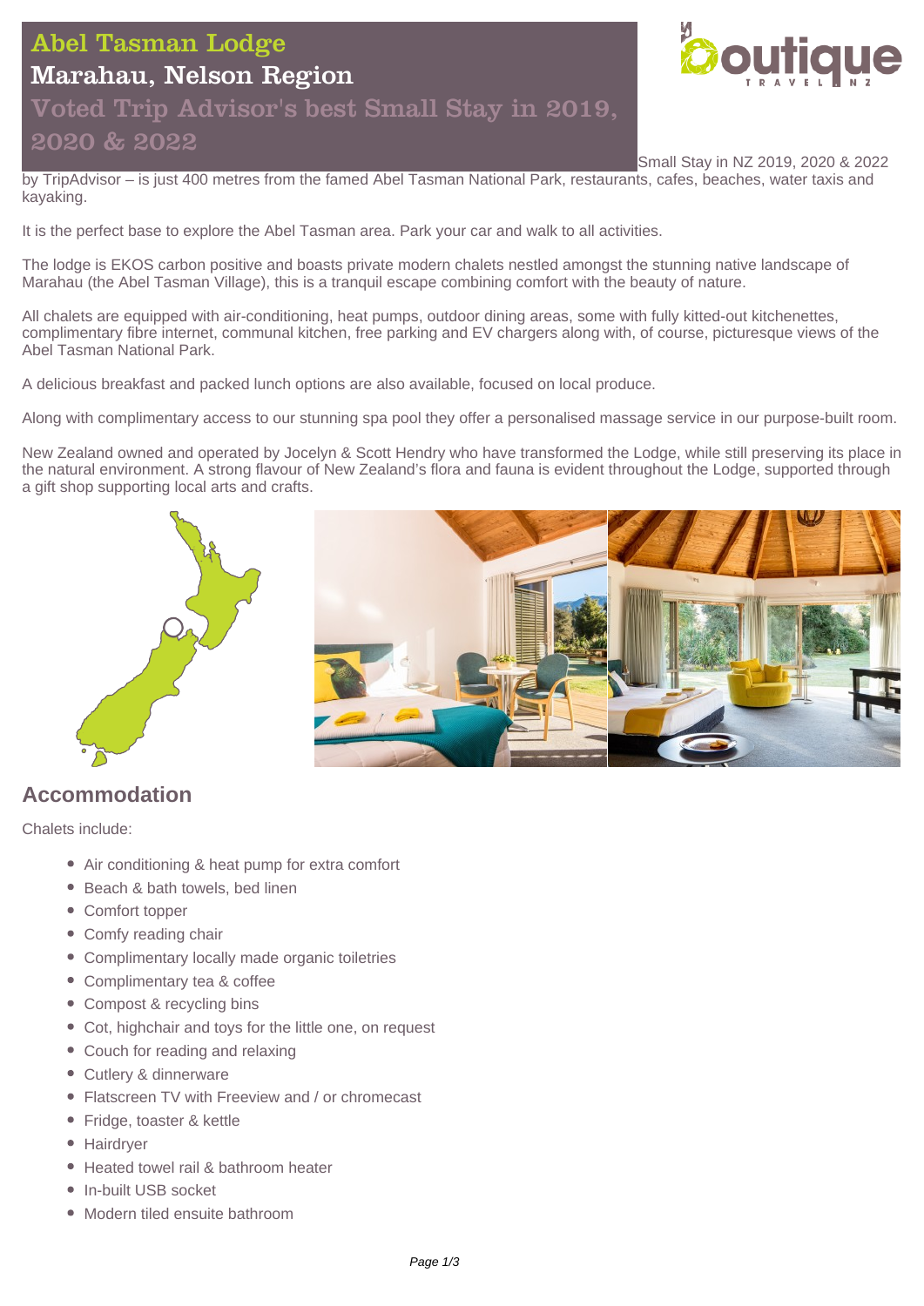# Abel Tasman Lodge

## Marahau, Nelson Region

### Voted Trip Advisor's best Small Stay in 2019, 2020 & 2022

Small Stay in NZ 2019, 2020 & 2022 by TripAdvisor – is just 400 metres from the famed Abel Tasman National Park, restaurants, cafes, beaches, water taxis and kayaking.

It is the perfect base to explore the Abel Tasman area. Park your car and walk to all activities.

The lodge is EKOS carbon positive and boasts private modern chalets nestled amongst the stunning native landscape of Marahau (the Abel Tasman Village), this is a tranquil escape combining comfort with the beauty of nature.

All chalets are equipped with air-conditioning, heat pumps, outdoor dining areas, some with fully kitted-out kitchenettes, complimentary fibre internet, communal kitchen, free parking and EV chargers along with, of course, picturesque views of the Abel Tasman National Park.

A delicious breakfast and packed lunch options are also available, focused on local produce.

Along with complimentary access to our stunning spa pool they offer a personalised massage service in our purpose-built room.

New Zealand owned and operated by Jocelyn & Scott Hendry who have transformed the Lodge, while still preserving its place in the natural environment. A strong flavour of New Zealand's flora and fauna is evident throughout the Lodge, supported through a gift shop supporting local arts and crafts.

## Accommodation

Chalets include:

- Air conditioning & heat pump for extra comfort
- Beach & bath towels, bed linen
- Comfort topper
- Comfy reading chair
- Complimentary locally made organic toiletries
- Complimentary tea & coffee
- Compost & recycling bins
- Cot, highchair and toys for the little one, on request
- Couch for reading and relaxing
- Cutlery & dinnerware
- Flatscreen TV with Freeview and / or chromecast
- Fridge, toaster & kettle
- Hairdryer
- Heated towel rail & bathroom heater
- In-built USB socket
- Modern tiled ensuite bathroom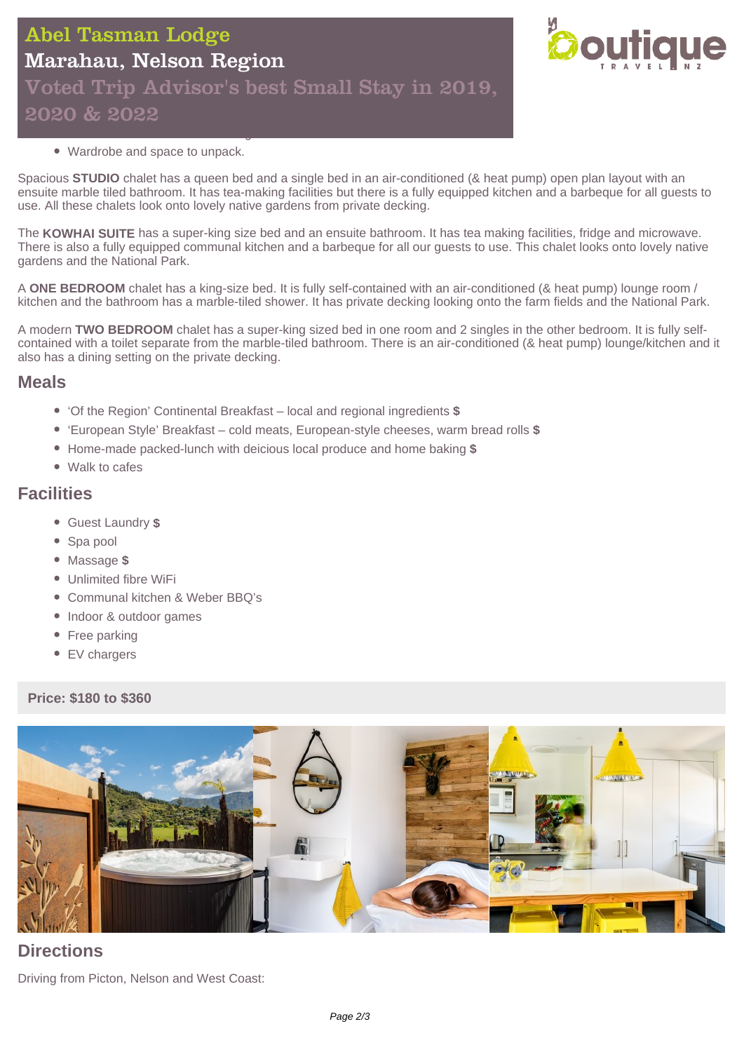# Abel Tasman Lodge

## Marahau, Nelson Region

Voted Trip Advisor's best Small Stay in 2019, 2020 & 2022

- Wardrobe and space to unpack.

Spacious **STUDIO** chalet has a queen bed and a single bed in an air-conditioned (& heat pump) open plan layout with an ensuite marble tiled bathroom. It has tea-making facilities but there is a fully equipped kitchen and a barbeque for all guests to use. All these chalets look onto lovely native gardens from private decking.

The **KOWHAI SUITE** has a super-king size bed and an ensuite bathroom. It has tea making facilities, fridge and microwave. There is also a fully equipped communal kitchen and a barbeque for all our guests to use. This chalet looks onto lovely native gardens and the National Park.

A **ONE BEDROOM** chalet has a king-size bed. It is fully self-contained with an air-conditioned (& heat pump) lounge room / kitchen and the bathroom has a marble-tiled shower. It has private decking looking onto the farm fields and the National Park.

A modern **TWO BEDROOM** chalet has a super-king sized bed in one room and 2 singles in the other bedroom. It is fully self-contained with a toilet separate from the marble-tiled bathroom. There is an air-conditioned (& heat pump) lounge/kitchen and it also has a dining setting on the private decking.

## Meals

- 'Of the Region' Continental Breakfast – local and regional ingredients **$**
- 'European Style' Breakfast – cold meats, European-style cheeses, warm bread rolls **$**
- Home-made packed-lunch with deicious local produce and home baking **$**
- Walk to cafes

## Facilities

- Guest Laundry **$**
- Spa pool
- Massage **$**
- Unlimited fibre WiFi
- Communal kitchen & Weber BBQ's
- Indoor & outdoor games
- Free parking
- EV chargers

**Price: $180 to $360**

## Directions

Driving from Picton, Nelson and West Coast: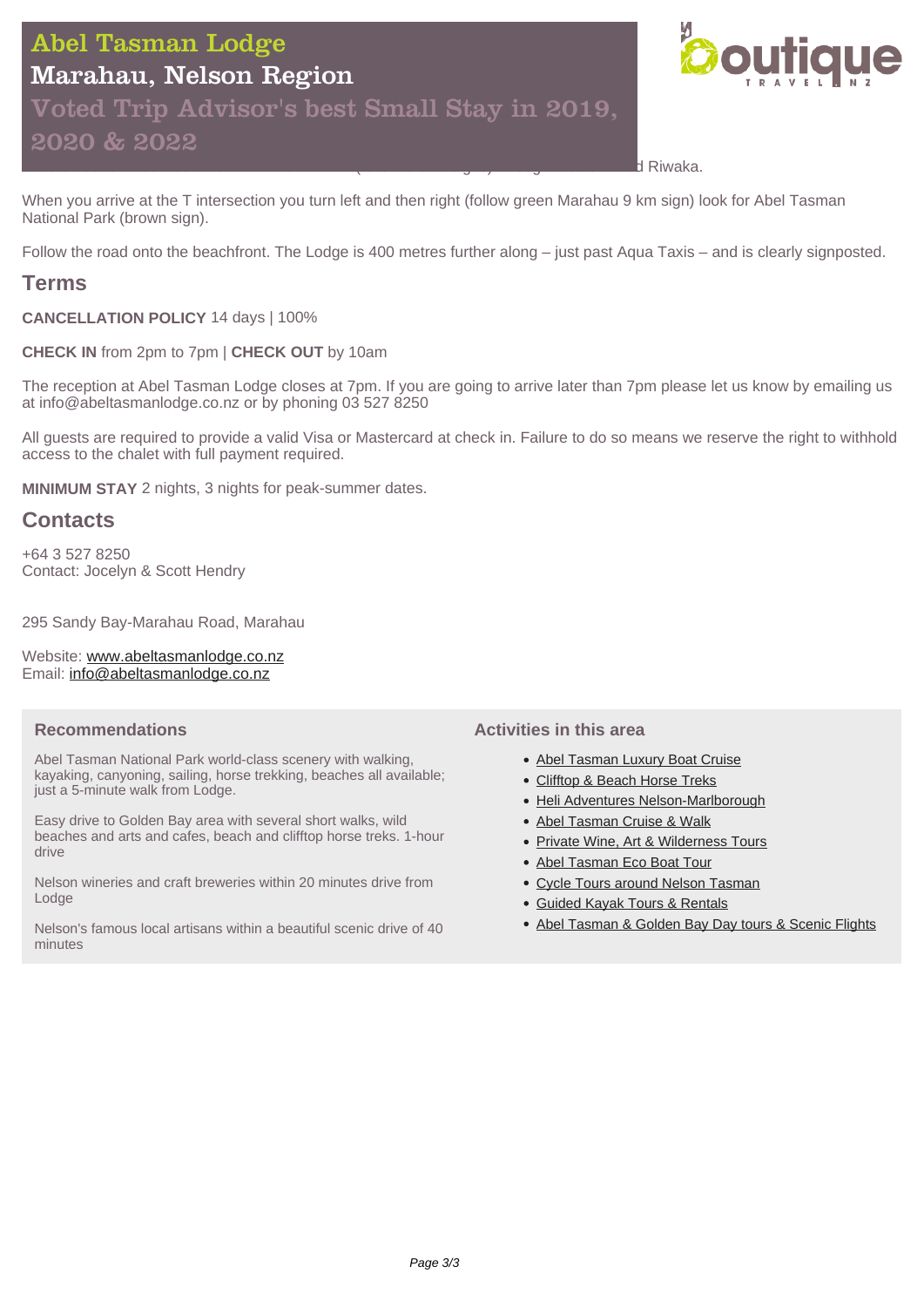# Abel Tasman Lodge

## Marahau, Nelson Region

### Voted Trip Advisor's best Small Stay in 2019, 2020 & 2022

d Riwaka.

When you arrive at the T intersection you turn left and then right (follow green Marahau 9 km sign) look for Abel Tasman National Park (brown sign).

Follow the road onto the beachfront. The Lodge is 400 metres further along – just past Aqua Taxis – and is clearly signposted.

## Terms

**CANCELLATION POLICY** 14 days | 100%

**CHECK IN** from 2pm to 7pm | **CHECK OUT** by 10am

The reception at Abel Tasman Lodge closes at 7pm. If you are going to arrive later than 7pm please let us know by emailing us at info@abeltasmanlodge.co.nz or by phoning 03 527 8250

All guests are required to provide a valid Visa or Mastercard at check in. Failure to do so means we reserve the right to withhold access to the chalet with full payment required.

**MINIMUM STAY** 2 nights, 3 nights for peak-summer dates.

## Contacts

+64 3 527 8250
Contact: Jocelyn & Scott Hendry

295 Sandy Bay-Marahau Road, Marahau

Website: [www.abeltasmanlodge.co.nz](www.abeltasmanlodge.co.nz)
Email: [info@abeltasmanlodge.co.nz](mailto:info@abeltasmanlodge.co.nz)

### Recommendations

Abel Tasman National Park world-class scenery with walking, kayaking, canyoning, sailing, horse trekking, beaches all available; just a 5-minute walk from Lodge.

Easy drive to Golden Bay area with several short walks, wild beaches and arts and cafes, beach and clifftop horse treks. 1-hour drive

Nelson wineries and craft breweries within 20 minutes drive from Lodge

Nelson's famous local artisans within a beautiful scenic drive of 40 minutes

### Activities in this area

- Abel Tasman Luxury Boat Cruise
- Clifftop & Beach Horse Treks
- Heli Adventures Nelson-Marlborough
- Abel Tasman Cruise & Walk
- Private Wine, Art & Wilderness Tours
- Abel Tasman Eco Boat Tour
- Cycle Tours around Nelson Tasman
- Guided Kayak Tours & Rentals
- Abel Tasman & Golden Bay Day tours & Scenic Flights